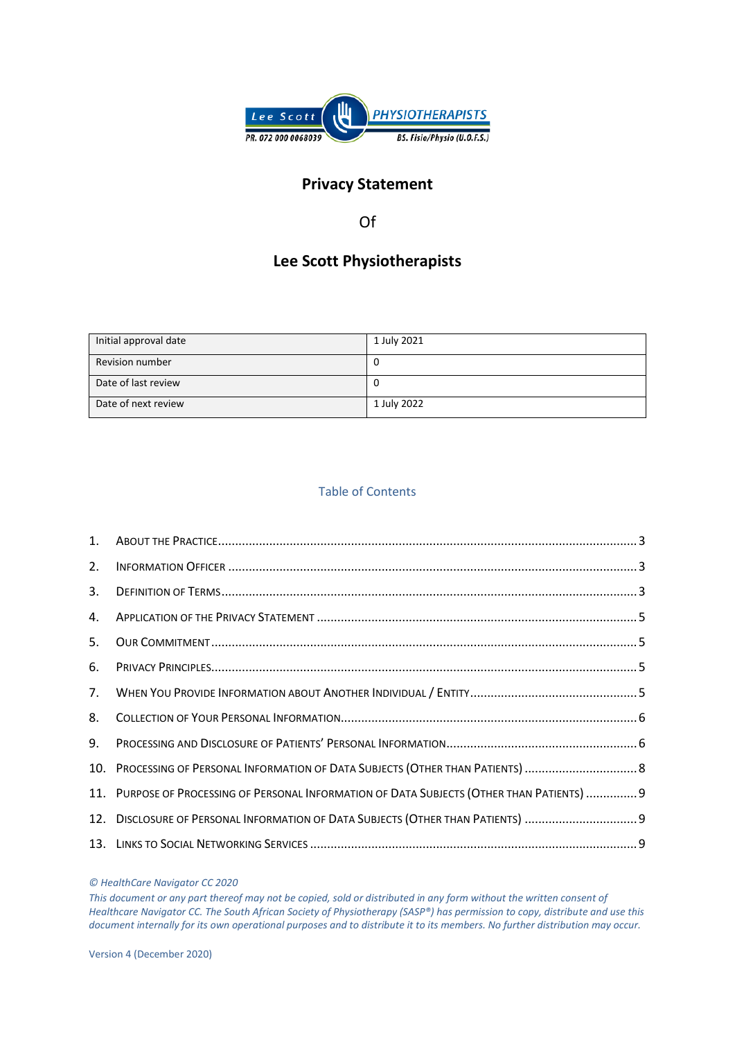Lee Scott PHYSIOTHERAPISTS

PR. 072 000 0068039 BS. Fisio/Physio (U.O.F.S.)

# Privacy Statement

Of

# Lee Scott Physiotherapists

| Initial approval date | 1 July 2021 |
|---|---|
| Revision number | 0 |
| Date of last review | 0 |
| Date of next review | 1 July 2022 |

## Table of Contents

1. About the Practice ........................................................................................................ 3
2. Information Officer ...................................................................................................... 3
3. Definition of Terms ...................................................................................................... 3
4. Application of the Privacy Statement ........................................................................... 5
5. Our Commitment .......................................................................................................... 5
6. Privacy Principles ......................................................................................................... 5
7. When You Provide Information about Another Individual / Entity ................................ 5
8. Collection of Your Personal Information ...................................................................... 6
9. Processing and Disclosure of Patients' Personal Information ....................................... 6
10. Processing of Personal Information of Data Subjects (Other than Patients) ................ 8
11. Purpose of Processing of Personal Information of Data Subjects (Other than Patients) ............... 9
12. Disclosure of Personal Information of Data Subjects (Other than Patients) ................. 9
13. Links to Social Networking Services ............................................................................ 9

*© HealthCare Navigator CC 2020*

*This document or any part thereof may not be copied, sold or distributed in any form without the written consent of Healthcare Navigator CC. The South African Society of Physiotherapy (SASP®) has permission to copy, distribute and use this document internally for its own operational purposes and to distribute it to its members. No further distribution may occur.*

Version 4 (December 2020)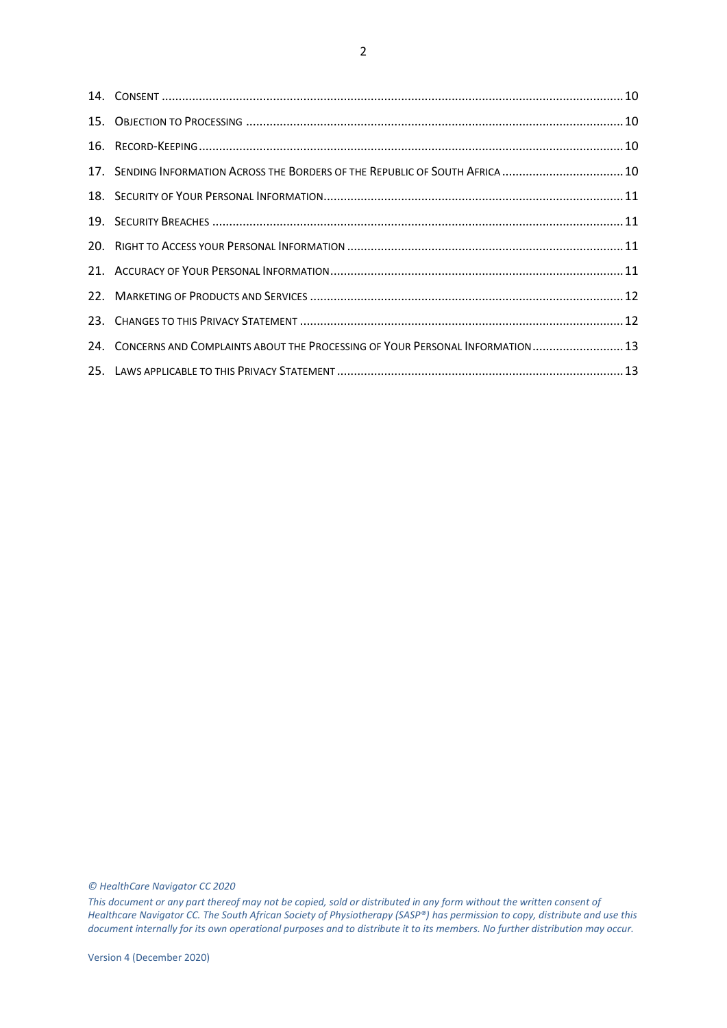| | | |
|---|---|---|
| 14. | CONSENT | 10 |
| 15. | OBJECTION TO PROCESSING | 10 |
| 16. | RECORD-KEEPING | 10 |
| 17. | SENDING INFORMATION ACROSS THE BORDERS OF THE REPUBLIC OF SOUTH AFRICA | 10 |
| 18. | SECURITY OF YOUR PERSONAL INFORMATION | 11 |
| 19. | SECURITY BREACHES | 11 |
| 20. | RIGHT TO ACCESS YOUR PERSONAL INFORMATION | 11 |
| 21. | ACCURACY OF YOUR PERSONAL INFORMATION | 11 |
| 22. | MARKETING OF PRODUCTS AND SERVICES | 12 |
| 23. | CHANGES TO THIS PRIVACY STATEMENT | 12 |
| 24. | CONCERNS AND COMPLAINTS ABOUT THE PROCESSING OF YOUR PERSONAL INFORMATION | 13 |
| 25. | LAWS APPLICABLE TO THIS PRIVACY STATEMENT | 13 |

*© HealthCare Navigator CC 2020*

*This document or any part thereof may not be copied, sold or distributed in any form without the written consent of Healthcare Navigator CC. The South African Society of Physiotherapy (SASP®) has permission to copy, distribute and use this document internally for its own operational purposes and to distribute it to its members. No further distribution may occur.*

Version 4 (December 2020)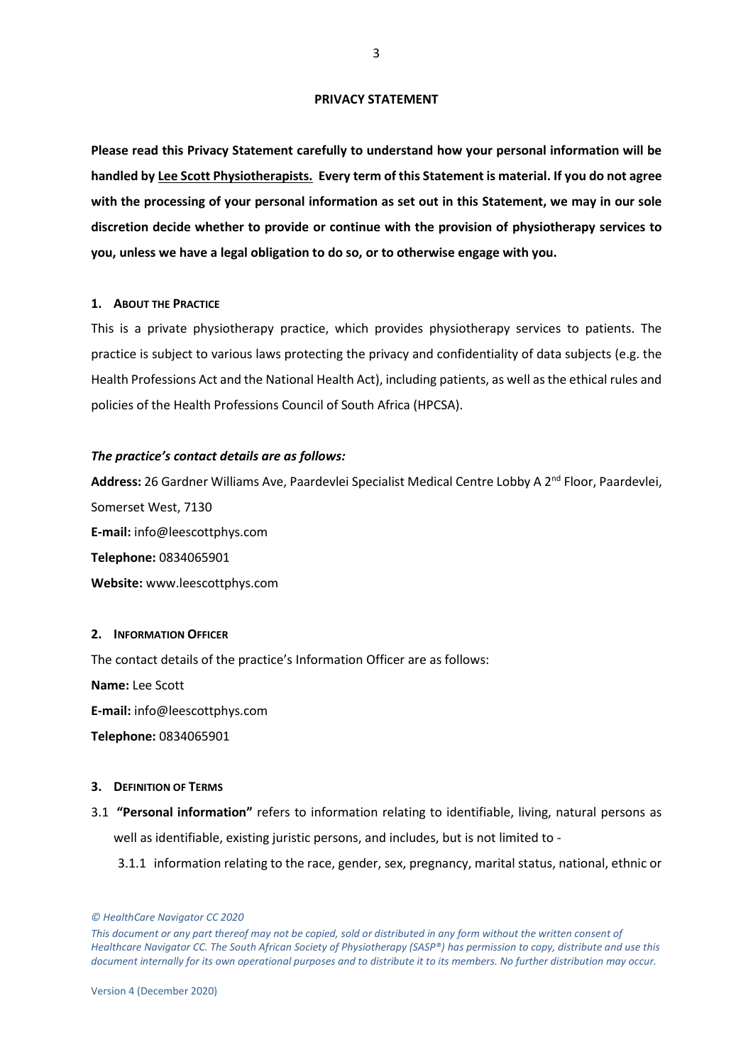## PRIVACY STATEMENT

**Please read this Privacy Statement carefully to understand how your personal information will be handled by Lee Scott Physiotherapists. Every term of this Statement is material. If you do not agree with the processing of your personal information as set out in this Statement, we may in our sole discretion decide whether to provide or continue with the provision of physiotherapy services to you, unless we have a legal obligation to do so, or to otherwise engage with you.**

### 1. ABOUT THE PRACTICE

This is a private physiotherapy practice, which provides physiotherapy services to patients. The practice is subject to various laws protecting the privacy and confidentiality of data subjects (e.g. the Health Professions Act and the National Health Act), including patients, as well as the ethical rules and policies of the Health Professions Council of South Africa (HPCSA).

***The practice's contact details are as follows:***

**Address:** 26 Gardner Williams Ave, Paardevlei Specialist Medical Centre Lobby A 2nd Floor, Paardevlei, Somerset West, 7130
**E-mail:** info@leescottphys.com
**Telephone:** 0834065901
**Website:** www.leescottphys.com

### 2. INFORMATION OFFICER

The contact details of the practice's Information Officer are as follows:

**Name:** Lee Scott
**E-mail:** info@leescottphys.com
**Telephone:** 0834065901

### 3. DEFINITION OF TERMS

3.1 **"Personal information"** refers to information relating to identifiable, living, natural persons as well as identifiable, existing juristic persons, and includes, but is not limited to -

3.1.1 information relating to the race, gender, sex, pregnancy, marital status, national, ethnic or

*© HealthCare Navigator CC 2020*

*This document or any part thereof may not be copied, sold or distributed in any form without the written consent of Healthcare Navigator CC. The South African Society of Physiotherapy (SASP®) has permission to copy, distribute and use this document internally for its own operational purposes and to distribute it to its members. No further distribution may occur.*

Version 4 (December 2020)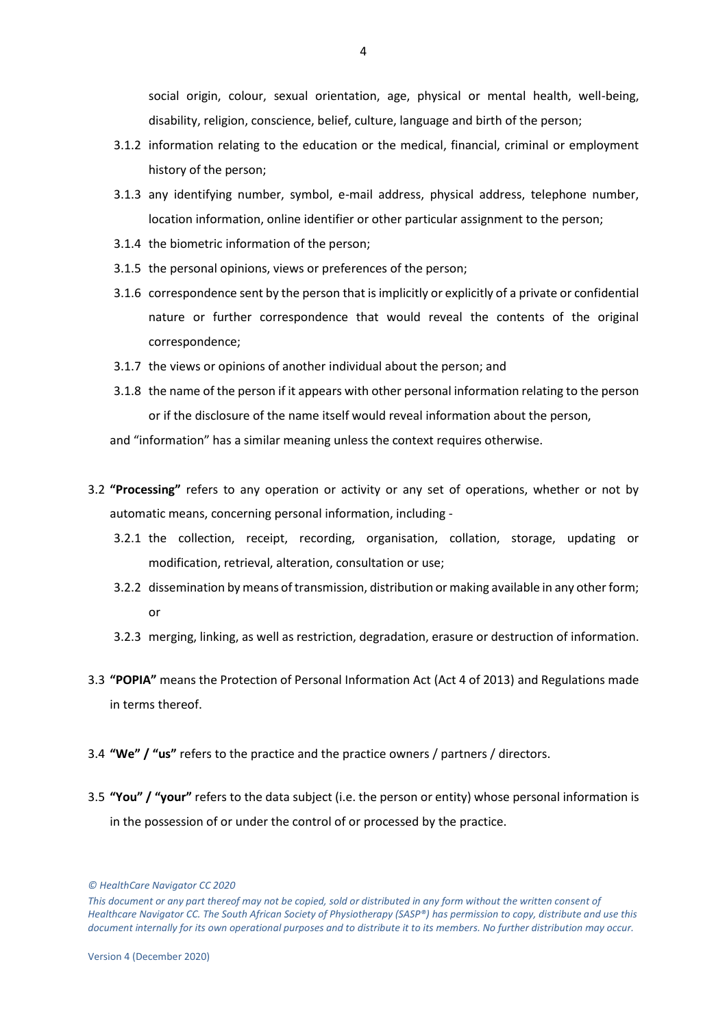social origin, colour, sexual orientation, age, physical or mental health, well-being, disability, religion, conscience, belief, culture, language and birth of the person;

3.1.2 information relating to the education or the medical, financial, criminal or employment history of the person;

3.1.3 any identifying number, symbol, e-mail address, physical address, telephone number, location information, online identifier or other particular assignment to the person;

3.1.4 the biometric information of the person;

3.1.5 the personal opinions, views or preferences of the person;

3.1.6 correspondence sent by the person that is implicitly or explicitly of a private or confidential nature or further correspondence that would reveal the contents of the original correspondence;

3.1.7 the views or opinions of another individual about the person; and

3.1.8 the name of the person if it appears with other personal information relating to the person or if the disclosure of the name itself would reveal information about the person,

and "information" has a similar meaning unless the context requires otherwise.

3.2 **"Processing"** refers to any operation or activity or any set of operations, whether or not by automatic means, concerning personal information, including -

3.2.1 the collection, receipt, recording, organisation, collation, storage, updating or modification, retrieval, alteration, consultation or use;

3.2.2 dissemination by means of transmission, distribution or making available in any other form; or

3.2.3 merging, linking, as well as restriction, degradation, erasure or destruction of information.

3.3 **"POPIA"** means the Protection of Personal Information Act (Act 4 of 2013) and Regulations made in terms thereof.

3.4 **"We" / "us"** refers to the practice and the practice owners / partners / directors.

3.5 **"You" / "your"** refers to the data subject (i.e. the person or entity) whose personal information is in the possession of or under the control of or processed by the practice.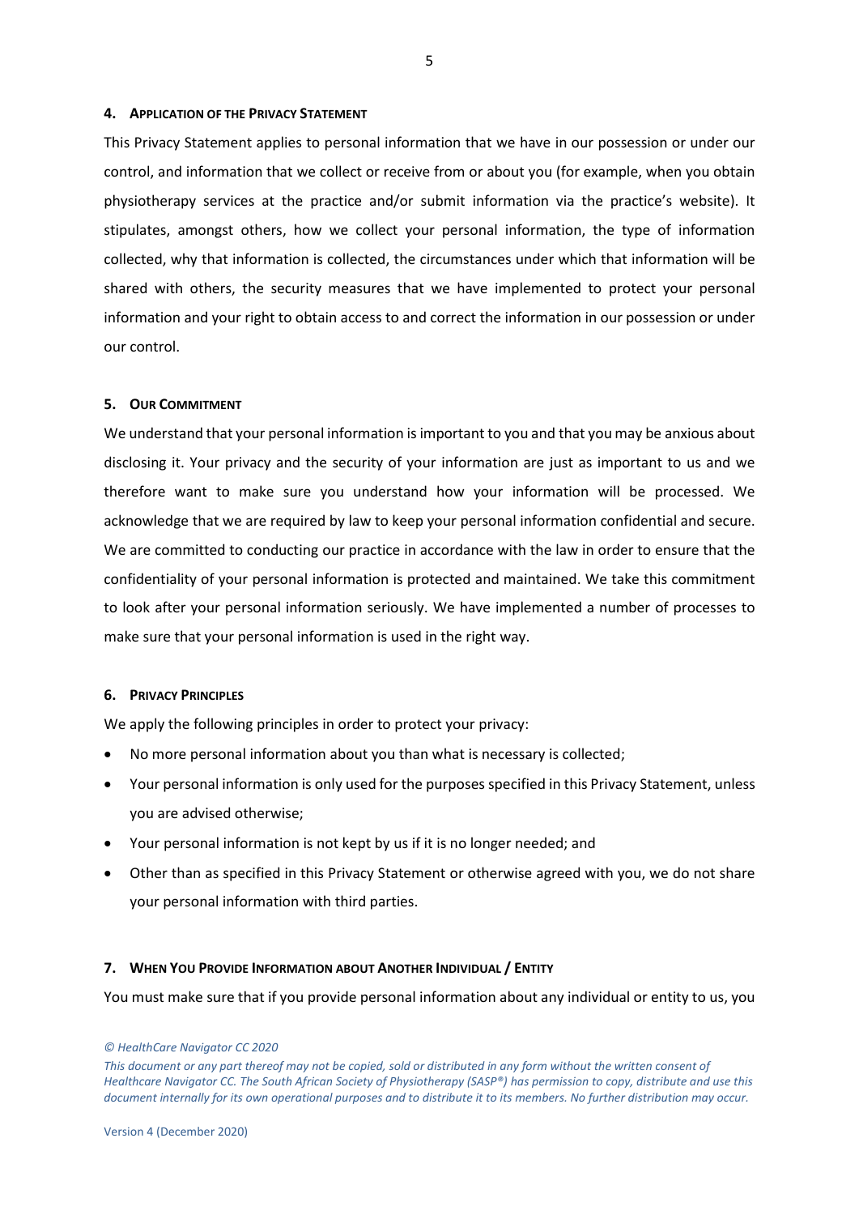## 4. APPLICATION OF THE PRIVACY STATEMENT

This Privacy Statement applies to personal information that we have in our possession or under our control, and information that we collect or receive from or about you (for example, when you obtain physiotherapy services at the practice and/or submit information via the practice's website). It stipulates, amongst others, how we collect your personal information, the type of information collected, why that information is collected, the circumstances under which that information will be shared with others, the security measures that we have implemented to protect your personal information and your right to obtain access to and correct the information in our possession or under our control.

## 5. OUR COMMITMENT

We understand that your personal information is important to you and that you may be anxious about disclosing it. Your privacy and the security of your information are just as important to us and we therefore want to make sure you understand how your information will be processed. We acknowledge that we are required by law to keep your personal information confidential and secure. We are committed to conducting our practice in accordance with the law in order to ensure that the confidentiality of your personal information is protected and maintained. We take this commitment to look after your personal information seriously. We have implemented a number of processes to make sure that your personal information is used in the right way.

## 6. PRIVACY PRINCIPLES

We apply the following principles in order to protect your privacy:

- No more personal information about you than what is necessary is collected;
- Your personal information is only used for the purposes specified in this Privacy Statement, unless you are advised otherwise;
- Your personal information is not kept by us if it is no longer needed; and
- Other than as specified in this Privacy Statement or otherwise agreed with you, we do not share your personal information with third parties.

## 7. WHEN YOU PROVIDE INFORMATION ABOUT ANOTHER INDIVIDUAL / ENTITY

You must make sure that if you provide personal information about any individual or entity to us, you

*© HealthCare Navigator CC 2020*

*This document or any part thereof may not be copied, sold or distributed in any form without the written consent of Healthcare Navigator CC. The South African Society of Physiotherapy (SASP®) has permission to copy, distribute and use this document internally for its own operational purposes and to distribute it to its members. No further distribution may occur.*

Version 4 (December 2020)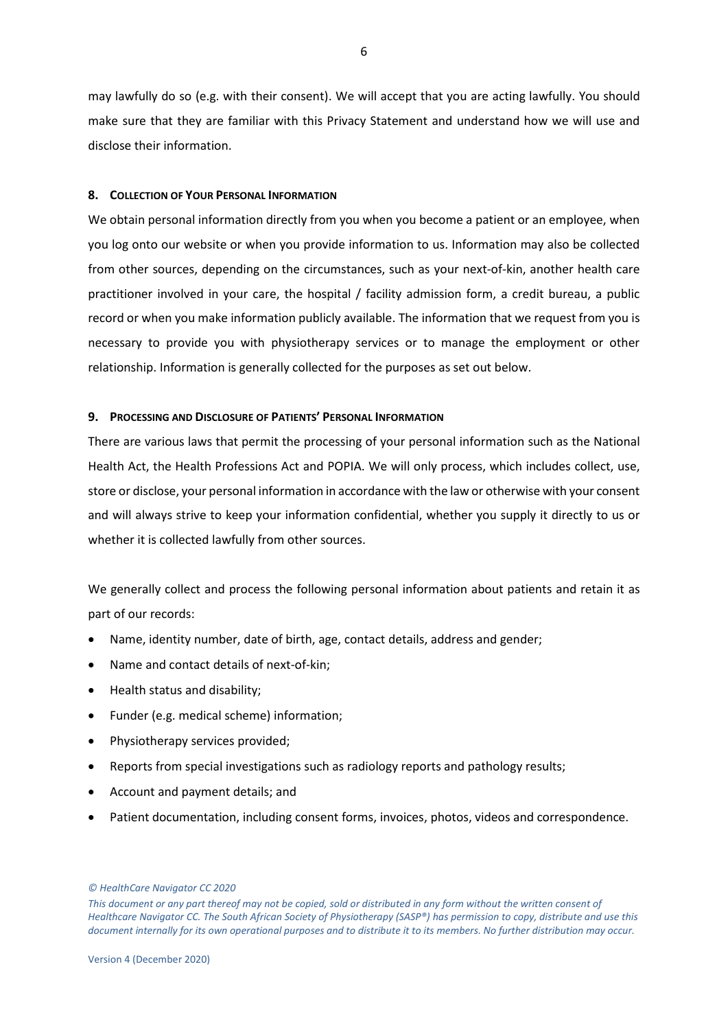may lawfully do so (e.g. with their consent). We will accept that you are acting lawfully. You should make sure that they are familiar with this Privacy Statement and understand how we will use and disclose their information.

## 8. Collection of Your Personal Information

We obtain personal information directly from you when you become a patient or an employee, when you log onto our website or when you provide information to us. Information may also be collected from other sources, depending on the circumstances, such as your next-of-kin, another health care practitioner involved in your care, the hospital / facility admission form, a credit bureau, a public record or when you make information publicly available. The information that we request from you is necessary to provide you with physiotherapy services or to manage the employment or other relationship. Information is generally collected for the purposes as set out below.

## 9. Processing and Disclosure of Patients' Personal Information

There are various laws that permit the processing of your personal information such as the National Health Act, the Health Professions Act and POPIA. We will only process, which includes collect, use, store or disclose, your personal information in accordance with the law or otherwise with your consent and will always strive to keep your information confidential, whether you supply it directly to us or whether it is collected lawfully from other sources.

We generally collect and process the following personal information about patients and retain it as part of our records:

- Name, identity number, date of birth, age, contact details, address and gender;
- Name and contact details of next-of-kin;
- Health status and disability;
- Funder (e.g. medical scheme) information;
- Physiotherapy services provided;
- Reports from special investigations such as radiology reports and pathology results;
- Account and payment details; and
- Patient documentation, including consent forms, invoices, photos, videos and correspondence.

*© HealthCare Navigator CC 2020*

*This document or any part thereof may not be copied, sold or distributed in any form without the written consent of Healthcare Navigator CC. The South African Society of Physiotherapy (SASP®) has permission to copy, distribute and use this document internally for its own operational purposes and to distribute it to its members. No further distribution may occur.*

Version 4 (December 2020)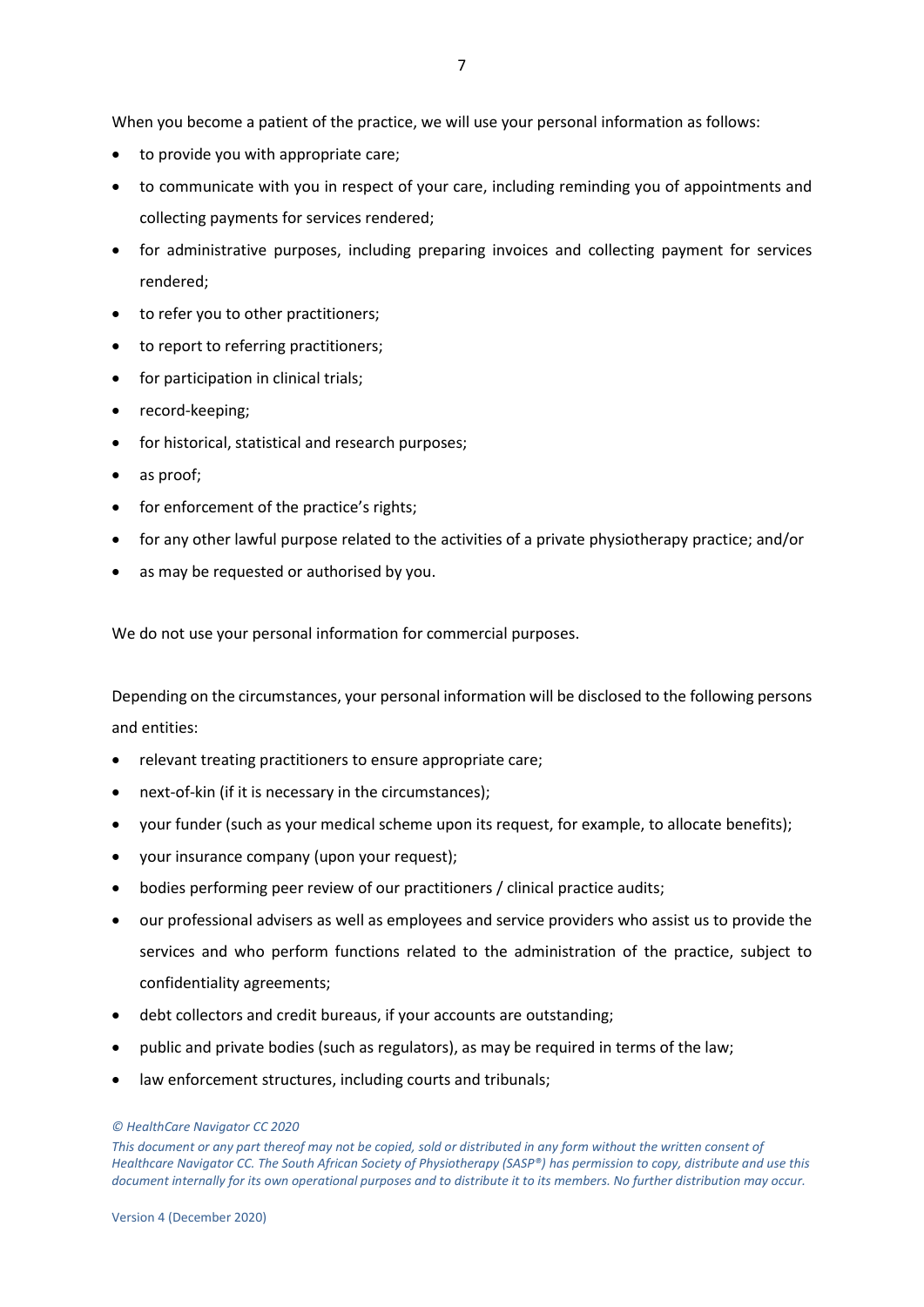When you become a patient of the practice, we will use your personal information as follows:

- to provide you with appropriate care;
- to communicate with you in respect of your care, including reminding you of appointments and collecting payments for services rendered;
- for administrative purposes, including preparing invoices and collecting payment for services rendered;
- to refer you to other practitioners;
- to report to referring practitioners;
- for participation in clinical trials;
- record-keeping;
- for historical, statistical and research purposes;
- as proof;
- for enforcement of the practice's rights;
- for any other lawful purpose related to the activities of a private physiotherapy practice; and/or
- as may be requested or authorised by you.

We do not use your personal information for commercial purposes.

Depending on the circumstances, your personal information will be disclosed to the following persons and entities:

- relevant treating practitioners to ensure appropriate care;
- next-of-kin (if it is necessary in the circumstances);
- your funder (such as your medical scheme upon its request, for example, to allocate benefits);
- your insurance company (upon your request);
- bodies performing peer review of our practitioners / clinical practice audits;
- our professional advisers as well as employees and service providers who assist us to provide the services and who perform functions related to the administration of the practice, subject to confidentiality agreements;
- debt collectors and credit bureaus, if your accounts are outstanding;
- public and private bodies (such as regulators), as may be required in terms of the law;
- law enforcement structures, including courts and tribunals;

*© HealthCare Navigator CC 2020*

*This document or any part thereof may not be copied, sold or distributed in any form without the written consent of Healthcare Navigator CC. The South African Society of Physiotherapy (SASP®) has permission to copy, distribute and use this document internally for its own operational purposes and to distribute it to its members. No further distribution may occur.*

Version 4 (December 2020)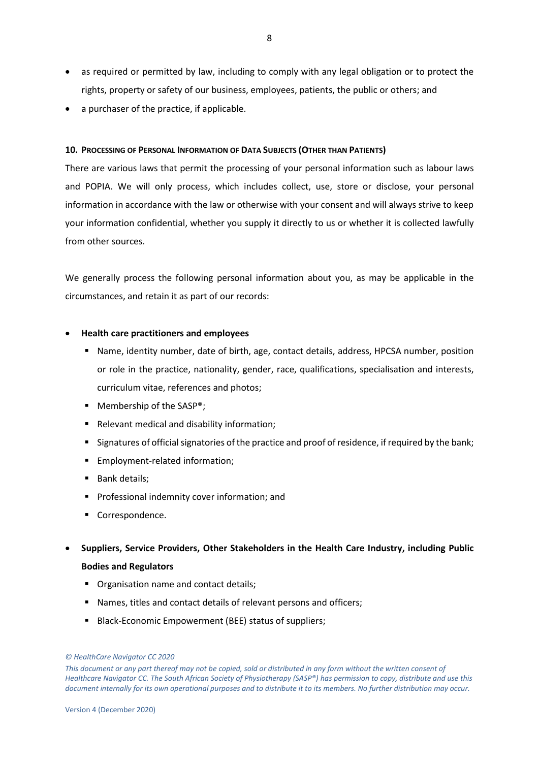- as required or permitted by law, including to comply with any legal obligation or to protect the rights, property or safety of our business, employees, patients, the public or others; and
- a purchaser of the practice, if applicable.

## 10. Processing of Personal Information of Data Subjects (Other than Patients)

There are various laws that permit the processing of your personal information such as labour laws and POPIA. We will only process, which includes collect, use, store or disclose, your personal information in accordance with the law or otherwise with your consent and will always strive to keep your information confidential, whether you supply it directly to us or whether it is collected lawfully from other sources.

We generally process the following personal information about you, as may be applicable in the circumstances, and retain it as part of our records:

- **Health care practitioners and employees**
  - Name, identity number, date of birth, age, contact details, address, HPCSA number, position or role in the practice, nationality, gender, race, qualifications, specialisation and interests, curriculum vitae, references and photos;
  - Membership of the SASP®;
  - Relevant medical and disability information;
  - Signatures of official signatories of the practice and proof of residence, if required by the bank;
  - Employment-related information;
  - Bank details;
  - Professional indemnity cover information; and
  - Correspondence.
- **Suppliers, Service Providers, Other Stakeholders in the Health Care Industry, including Public Bodies and Regulators**
  - Organisation name and contact details;
  - Names, titles and contact details of relevant persons and officers;
  - Black-Economic Empowerment (BEE) status of suppliers;

*© HealthCare Navigator CC 2020*

*This document or any part thereof may not be copied, sold or distributed in any form without the written consent of Healthcare Navigator CC. The South African Society of Physiotherapy (SASP®) has permission to copy, distribute and use this document internally for its own operational purposes and to distribute it to its members. No further distribution may occur.*

Version 4 (December 2020)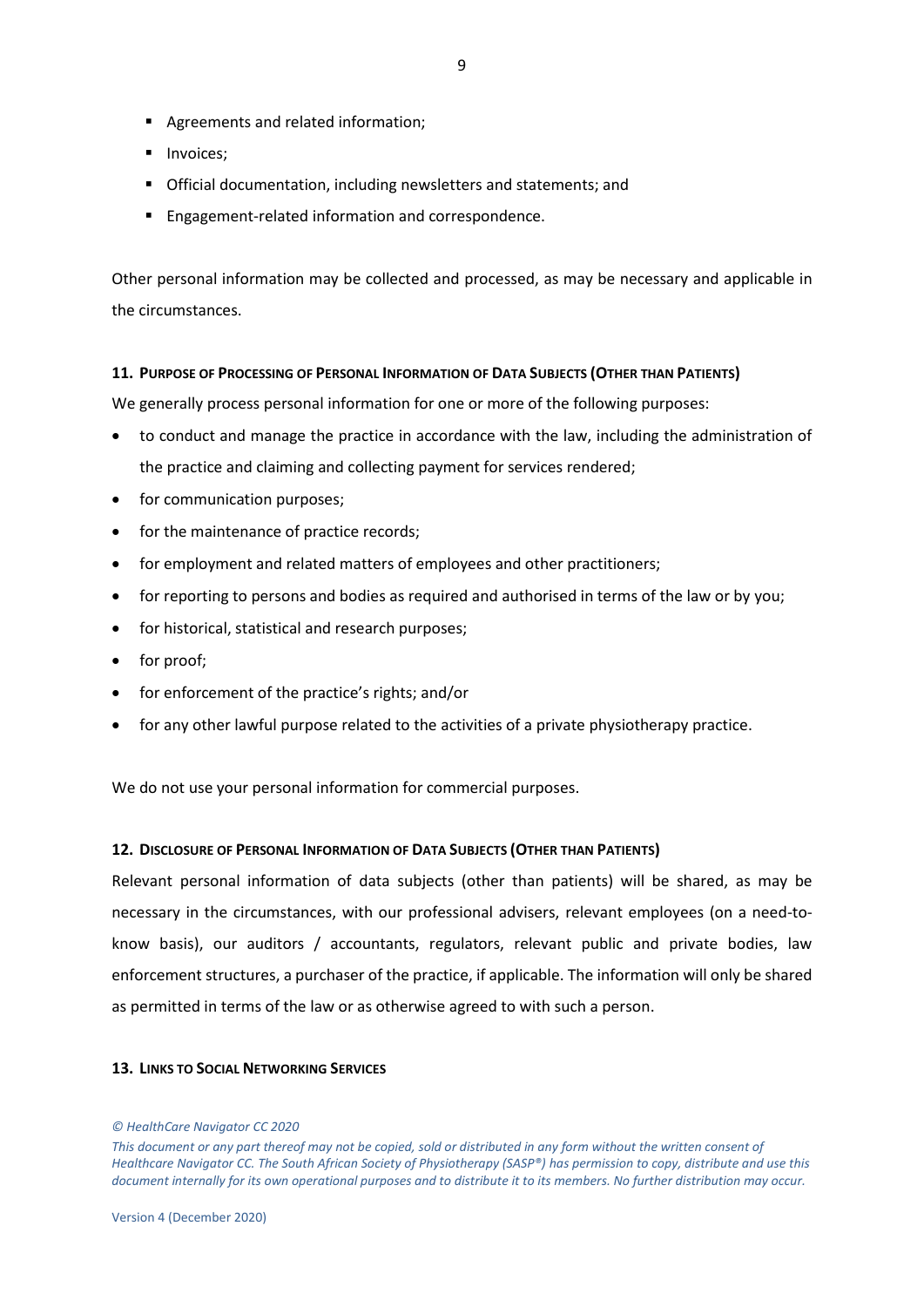- Agreements and related information;
- Invoices;
- Official documentation, including newsletters and statements; and
- Engagement-related information and correspondence.

Other personal information may be collected and processed, as may be necessary and applicable in the circumstances.

#### 11. Purpose of Processing of Personal Information of Data Subjects (Other than Patients)

We generally process personal information for one or more of the following purposes:

- to conduct and manage the practice in accordance with the law, including the administration of the practice and claiming and collecting payment for services rendered;
- for communication purposes;
- for the maintenance of practice records;
- for employment and related matters of employees and other practitioners;
- for reporting to persons and bodies as required and authorised in terms of the law or by you;
- for historical, statistical and research purposes;
- for proof;
- for enforcement of the practice's rights; and/or
- for any other lawful purpose related to the activities of a private physiotherapy practice.

We do not use your personal information for commercial purposes.

#### 12. Disclosure of Personal Information of Data Subjects (Other than Patients)

Relevant personal information of data subjects (other than patients) will be shared, as may be necessary in the circumstances, with our professional advisers, relevant employees (on a need-to-know basis), our auditors / accountants, regulators, relevant public and private bodies, law enforcement structures, a purchaser of the practice, if applicable. The information will only be shared as permitted in terms of the law or as otherwise agreed to with such a person.

#### 13. Links to Social Networking Services

*© HealthCare Navigator CC 2020*

*This document or any part thereof may not be copied, sold or distributed in any form without the written consent of Healthcare Navigator CC. The South African Society of Physiotherapy (SASP®) has permission to copy, distribute and use this document internally for its own operational purposes and to distribute it to its members. No further distribution may occur.*

Version 4 (December 2020)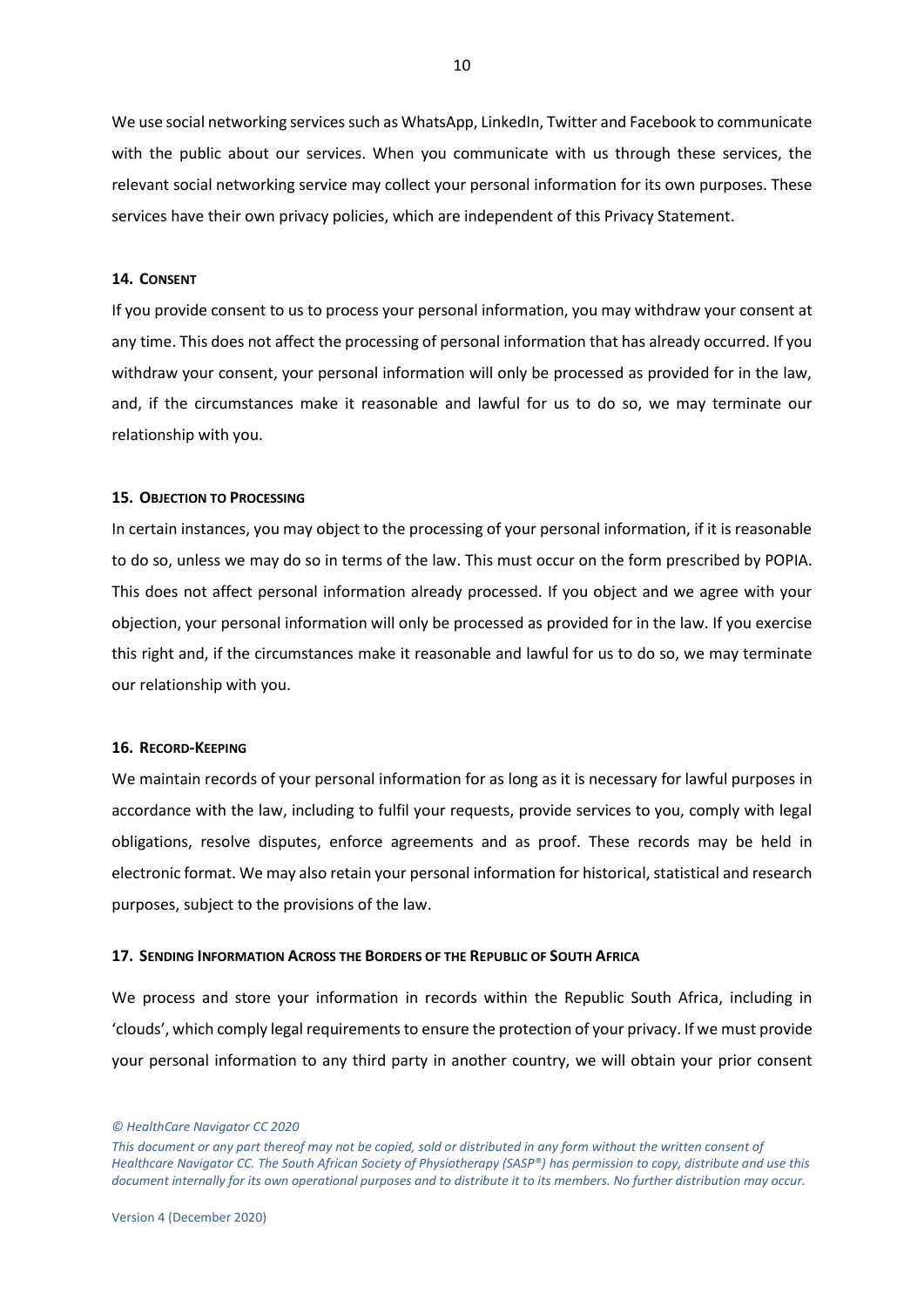We use social networking services such as WhatsApp, LinkedIn, Twitter and Facebook to communicate with the public about our services. When you communicate with us through these services, the relevant social networking service may collect your personal information for its own purposes. These services have their own privacy policies, which are independent of this Privacy Statement.

#### 14. Consent

If you provide consent to us to process your personal information, you may withdraw your consent at any time. This does not affect the processing of personal information that has already occurred. If you withdraw your consent, your personal information will only be processed as provided for in the law, and, if the circumstances make it reasonable and lawful for us to do so, we may terminate our relationship with you.

#### 15. Objection to Processing

In certain instances, you may object to the processing of your personal information, if it is reasonable to do so, unless we may do so in terms of the law. This must occur on the form prescribed by POPIA. This does not affect personal information already processed. If you object and we agree with your objection, your personal information will only be processed as provided for in the law. If you exercise this right and, if the circumstances make it reasonable and lawful for us to do so, we may terminate our relationship with you.

#### 16. Record-Keeping

We maintain records of your personal information for as long as it is necessary for lawful purposes in accordance with the law, including to fulfil your requests, provide services to you, comply with legal obligations, resolve disputes, enforce agreements and as proof. These records may be held in electronic format. We may also retain your personal information for historical, statistical and research purposes, subject to the provisions of the law.

#### 17. Sending Information Across the Borders of the Republic of South Africa

We process and store your information in records within the Republic South Africa, including in 'clouds', which comply legal requirements to ensure the protection of your privacy. If we must provide your personal information to any third party in another country, we will obtain your prior consent

*© HealthCare Navigator CC 2020*

*This document or any part thereof may not be copied, sold or distributed in any form without the written consent of Healthcare Navigator CC. The South African Society of Physiotherapy (SASP®) has permission to copy, distribute and use this document internally for its own operational purposes and to distribute it to its members. No further distribution may occur.*

Version 4 (December 2020)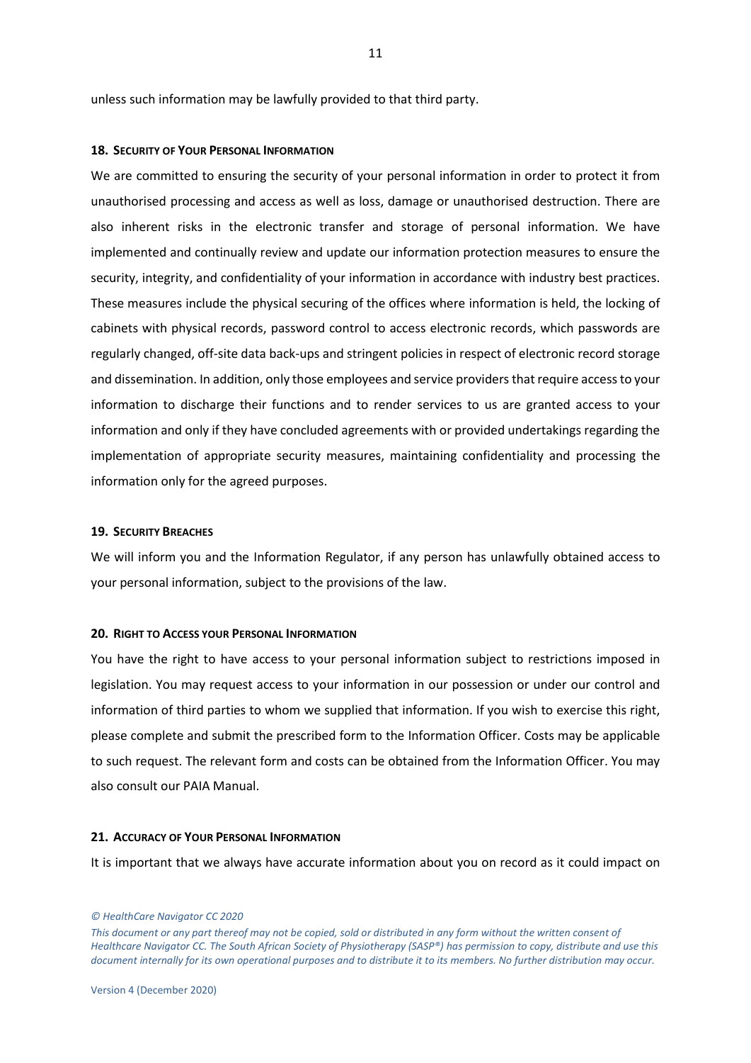unless such information may be lawfully provided to that third party.

### 18. Security of Your Personal Information

We are committed to ensuring the security of your personal information in order to protect it from unauthorised processing and access as well as loss, damage or unauthorised destruction. There are also inherent risks in the electronic transfer and storage of personal information. We have implemented and continually review and update our information protection measures to ensure the security, integrity, and confidentiality of your information in accordance with industry best practices. These measures include the physical securing of the offices where information is held, the locking of cabinets with physical records, password control to access electronic records, which passwords are regularly changed, off-site data back-ups and stringent policies in respect of electronic record storage and dissemination. In addition, only those employees and service providers that require access to your information to discharge their functions and to render services to us are granted access to your information and only if they have concluded agreements with or provided undertakings regarding the implementation of appropriate security measures, maintaining confidentiality and processing the information only for the agreed purposes.

### 19. Security Breaches

We will inform you and the Information Regulator, if any person has unlawfully obtained access to your personal information, subject to the provisions of the law.

### 20. Right to Access your Personal Information

You have the right to have access to your personal information subject to restrictions imposed in legislation. You may request access to your information in our possession or under our control and information of third parties to whom we supplied that information. If you wish to exercise this right, please complete and submit the prescribed form to the Information Officer. Costs may be applicable to such request. The relevant form and costs can be obtained from the Information Officer. You may also consult our PAIA Manual.

### 21. Accuracy of Your Personal Information

It is important that we always have accurate information about you on record as it could impact on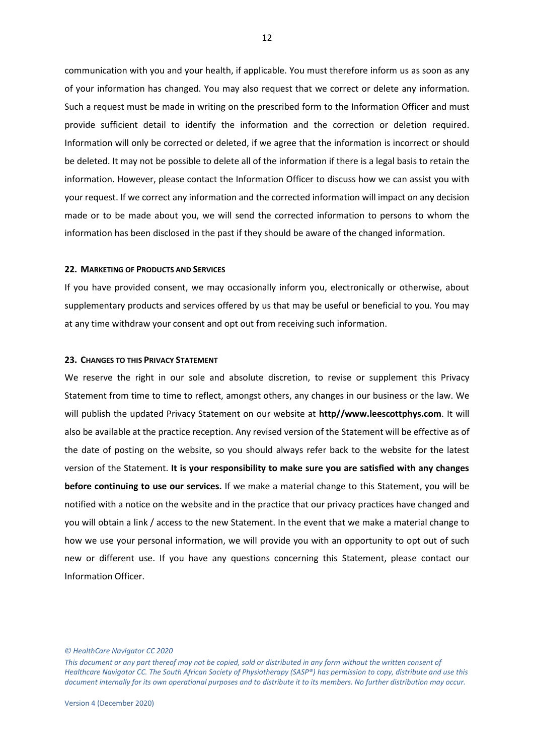communication with you and your health, if applicable. You must therefore inform us as soon as any of your information has changed. You may also request that we correct or delete any information. Such a request must be made in writing on the prescribed form to the Information Officer and must provide sufficient detail to identify the information and the correction or deletion required. Information will only be corrected or deleted, if we agree that the information is incorrect or should be deleted. It may not be possible to delete all of the information if there is a legal basis to retain the information. However, please contact the Information Officer to discuss how we can assist you with your request. If we correct any information and the corrected information will impact on any decision made or to be made about you, we will send the corrected information to persons to whom the information has been disclosed in the past if they should be aware of the changed information.

### 22. Marketing of Products and Services

If you have provided consent, we may occasionally inform you, electronically or otherwise, about supplementary products and services offered by us that may be useful or beneficial to you. You may at any time withdraw your consent and opt out from receiving such information.

### 23. Changes to this Privacy Statement

We reserve the right in our sole and absolute discretion, to revise or supplement this Privacy Statement from time to time to reflect, amongst others, any changes in our business or the law. We will publish the updated Privacy Statement on our website at **http//www.leescottphys.com**. It will also be available at the practice reception. Any revised version of the Statement will be effective as of the date of posting on the website, so you should always refer back to the website for the latest version of the Statement. **It is your responsibility to make sure you are satisfied with any changes before continuing to use our services.** If we make a material change to this Statement, you will be notified with a notice on the website and in the practice that our privacy practices have changed and you will obtain a link / access to the new Statement. In the event that we make a material change to how we use your personal information, we will provide you with an opportunity to opt out of such new or different use. If you have any questions concerning this Statement, please contact our Information Officer.

*© HealthCare Navigator CC 2020*

*This document or any part thereof may not be copied, sold or distributed in any form without the written consent of Healthcare Navigator CC. The South African Society of Physiotherapy (SASP®) has permission to copy, distribute and use this document internally for its own operational purposes and to distribute it to its members. No further distribution may occur.*

Version 4 (December 2020)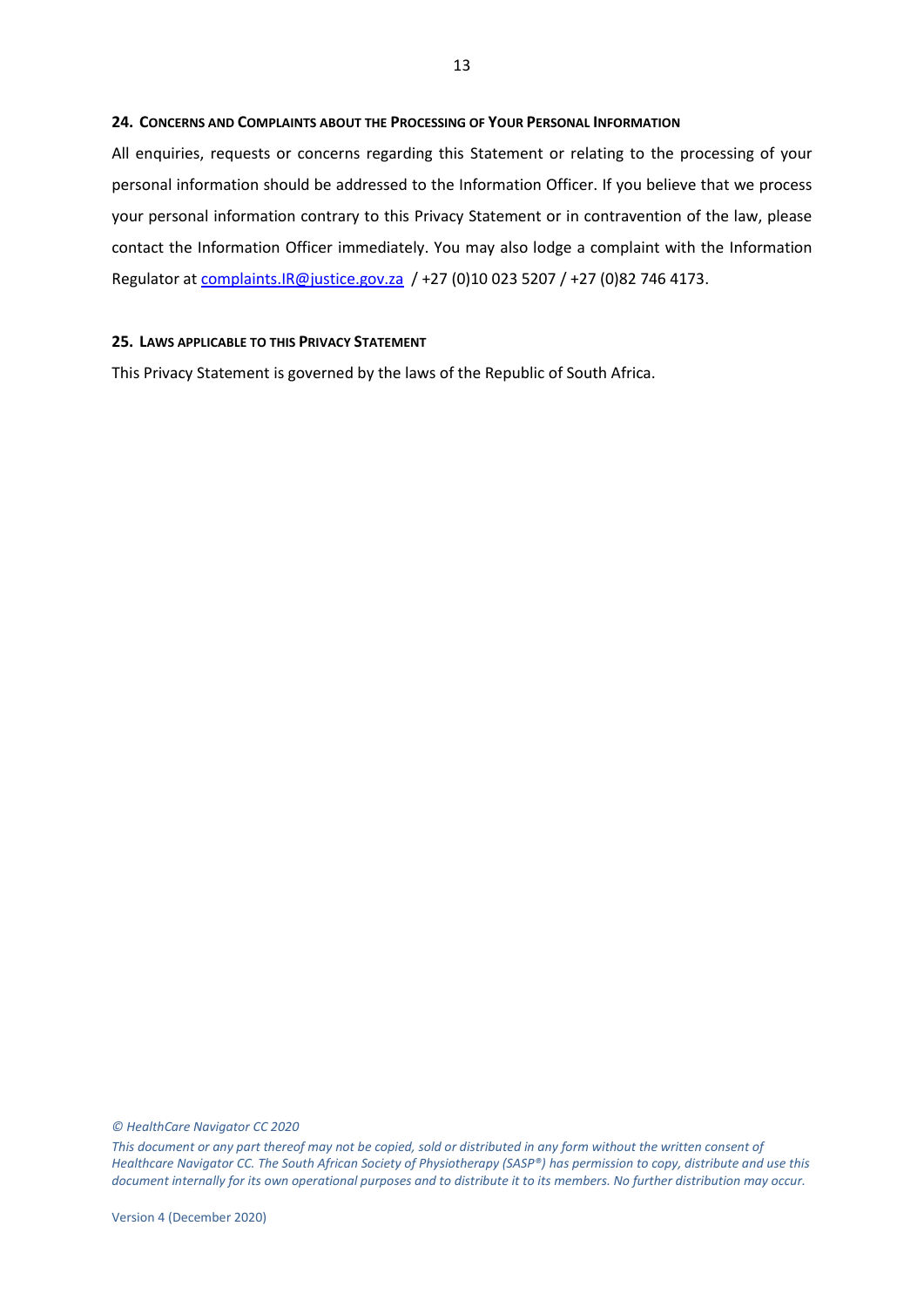## 24. Concerns and Complaints about the Processing of Your Personal Information

All enquiries, requests or concerns regarding this Statement or relating to the processing of your personal information should be addressed to the Information Officer. If you believe that we process your personal information contrary to this Privacy Statement or in contravention of the law, please contact the Information Officer immediately. You may also lodge a complaint with the Information Regulator at complaints.IR@justice.gov.za / +27 (0)10 023 5207 / +27 (0)82 746 4173.

## 25. Laws applicable to this Privacy Statement

This Privacy Statement is governed by the laws of the Republic of South Africa.

*© HealthCare Navigator CC 2020*

*This document or any part thereof may not be copied, sold or distributed in any form without the written consent of Healthcare Navigator CC. The South African Society of Physiotherapy (SASP®) has permission to copy, distribute and use this document internally for its own operational purposes and to distribute it to its members. No further distribution may occur.*

Version 4 (December 2020)